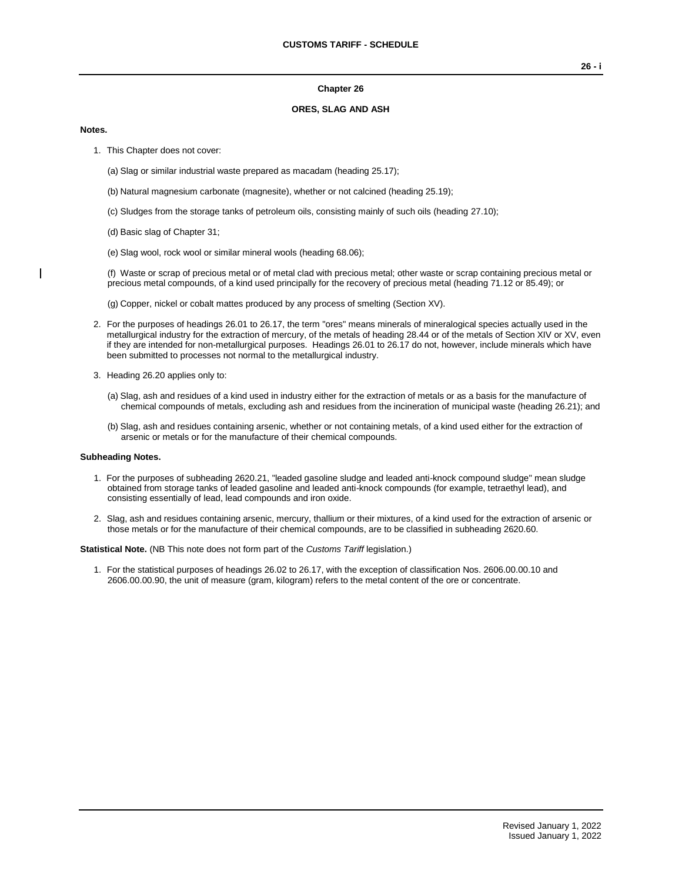# Chapter 26

## ORES, SLAG AND ASH

**Notes.**

1. This Chapter does not cover:

   (a) Slag or similar industrial waste prepared as macadam (heading 25.17);

   (b) Natural magnesium carbonate (magnesite), whether or not calcined (heading 25.19);

   (c) Sludges from the storage tanks of petroleum oils, consisting mainly of such oils (heading 27.10);

   (d) Basic slag of Chapter 31;

   (e) Slag wool, rock wool or similar mineral wools (heading 68.06);

   (f) Waste or scrap of precious metal or of metal clad with precious metal; other waste or scrap containing precious metal or precious metal compounds, of a kind used principally for the recovery of precious metal (heading 71.12 or 85.49); or

   (g) Copper, nickel or cobalt mattes produced by any process of smelting (Section XV).

2. For the purposes of headings 26.01 to 26.17, the term "ores" means minerals of mineralogical species actually used in the metallurgical industry for the extraction of mercury, of the metals of heading 28.44 or of the metals of Section XIV or XV, even if they are intended for non-metallurgical purposes. Headings 26.01 to 26.17 do not, however, include minerals which have been submitted to processes not normal to the metallurgical industry.

3. Heading 26.20 applies only to:

   (a) Slag, ash and residues of a kind used in industry either for the extraction of metals or as a basis for the manufacture of chemical compounds of metals, excluding ash and residues from the incineration of municipal waste (heading 26.21); and

   (b) Slag, ash and residues containing arsenic, whether or not containing metals, of a kind used either for the extraction of arsenic or metals or for the manufacture of their chemical compounds.

**Subheading Notes.**

1. For the purposes of subheading 2620.21, "leaded gasoline sludge and leaded anti-knock compound sludge" mean sludge obtained from storage tanks of leaded gasoline and leaded anti-knock compounds (for example, tetraethyl lead), and consisting essentially of lead, lead compounds and iron oxide.

2. Slag, ash and residues containing arsenic, mercury, thallium or their mixtures, of a kind used for the extraction of arsenic or those metals or for the manufacture of their chemical compounds, are to be classified in subheading 2620.60.

**Statistical Note.** (NB This note does not form part of the *Customs Tariff* legislation.)

1. For the statistical purposes of headings 26.02 to 26.17, with the exception of classification Nos. 2606.00.00.10 and 2606.00.00.90, the unit of measure (gram, kilogram) refers to the metal content of the ore or concentrate.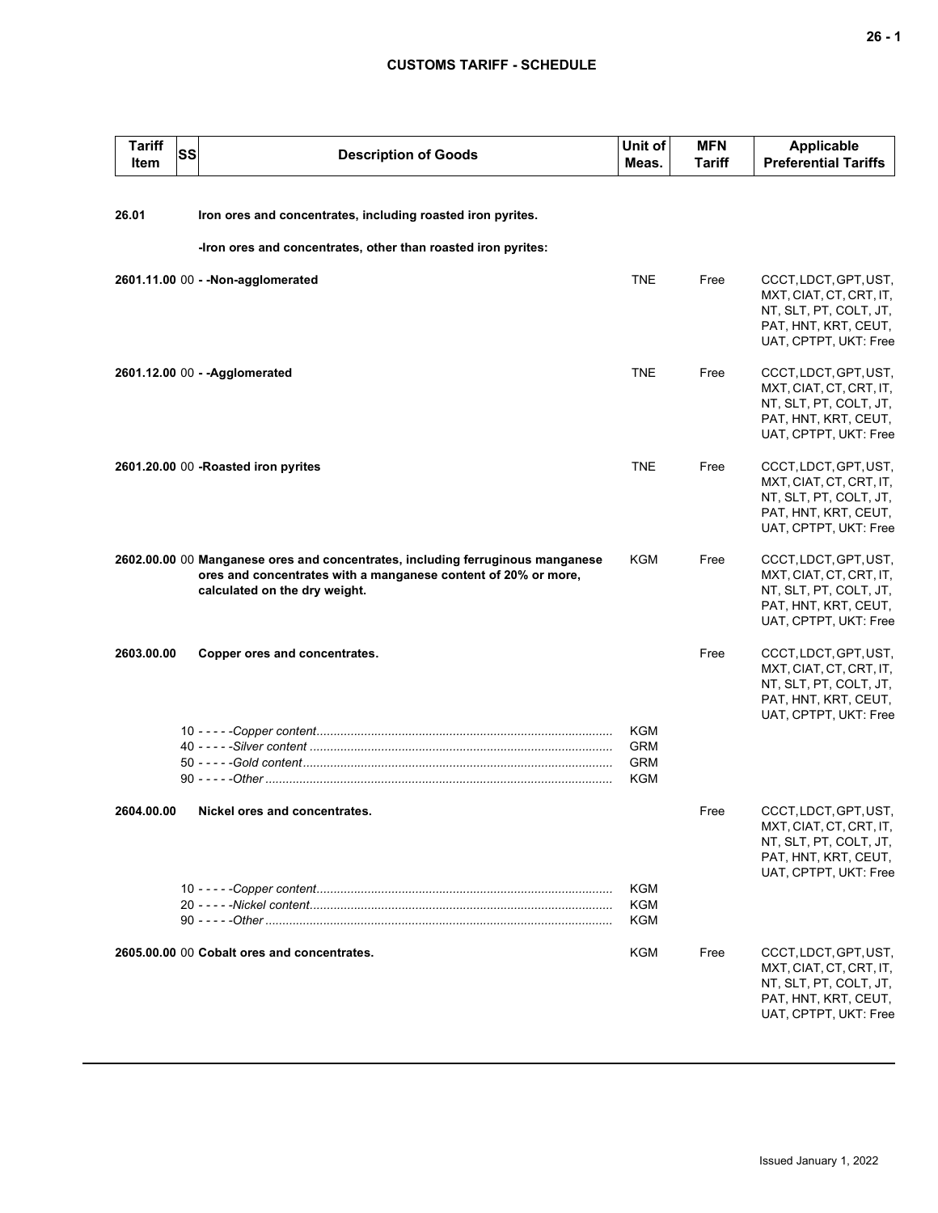| Tariff Item | SS | Description of Goods | Unit of Meas. | MFN Tariff | Applicable Preferential Tariffs |
|---|---|---|---|---|---|
| **26.01** | | **Iron ores and concentrates, including roasted iron pyrites.** | | | |
| | | **-Iron ores and concentrates, other than roasted iron pyrites:** | | | |
| **2601.11.00** | 00 | **- -Non-agglomerated** | TNE | Free | CCCT, LDCT, GPT, UST, MXT, CIAT, CT, CRT, IT, NT, SLT, PT, COLT, JT, PAT, HNT, KRT, CEUT, UAT, CPTPT, UKT: Free |
| **2601.12.00** | 00 | **- -Agglomerated** | TNE | Free | CCCT, LDCT, GPT, UST, MXT, CIAT, CT, CRT, IT, NT, SLT, PT, COLT, JT, PAT, HNT, KRT, CEUT, UAT, CPTPT, UKT: Free |
| **2601.20.00** | 00 | **-Roasted iron pyrites** | TNE | Free | CCCT, LDCT, GPT, UST, MXT, CIAT, CT, CRT, IT, NT, SLT, PT, COLT, JT, PAT, HNT, KRT, CEUT, UAT, CPTPT, UKT: Free |
| **2602.00.00** | 00 | **Manganese ores and concentrates, including ferruginous manganese ores and concentrates with a manganese content of 20% or more, calculated on the dry weight.** | KGM | Free | CCCT, LDCT, GPT, UST, MXT, CIAT, CT, CRT, IT, NT, SLT, PT, COLT, JT, PAT, HNT, KRT, CEUT, UAT, CPTPT, UKT: Free |
| **2603.00.00** | | **Copper ores and concentrates.** | | Free | CCCT, LDCT, GPT, UST, MXT, CIAT, CT, CRT, IT, NT, SLT, PT, COLT, JT, PAT, HNT, KRT, CEUT, UAT, CPTPT, UKT: Free |
| | 10 | - - - - -*Copper content* | KGM | | |
| | 40 | - - - - -*Silver content* | GRM | | |
| | 50 | - - - - -*Gold content* | GRM | | |
| | 90 | - - - - -*Other* | KGM | | |
| **2604.00.00** | | **Nickel ores and concentrates.** | | Free | CCCT, LDCT, GPT, UST, MXT, CIAT, CT, CRT, IT, NT, SLT, PT, COLT, JT, PAT, HNT, KRT, CEUT, UAT, CPTPT, UKT: Free |
| | 10 | - - - - -*Copper content* | KGM | | |
| | 20 | - - - - -*Nickel content* | KGM | | |
| | 90 | - - - - -*Other* | KGM | | |
| **2605.00.00** | 00 | **Cobalt ores and concentrates.** | KGM | Free | CCCT, LDCT, GPT, UST, MXT, CIAT, CT, CRT, IT, NT, SLT, PT, COLT, JT, PAT, HNT, KRT, CEUT, UAT, CPTPT, UKT: Free |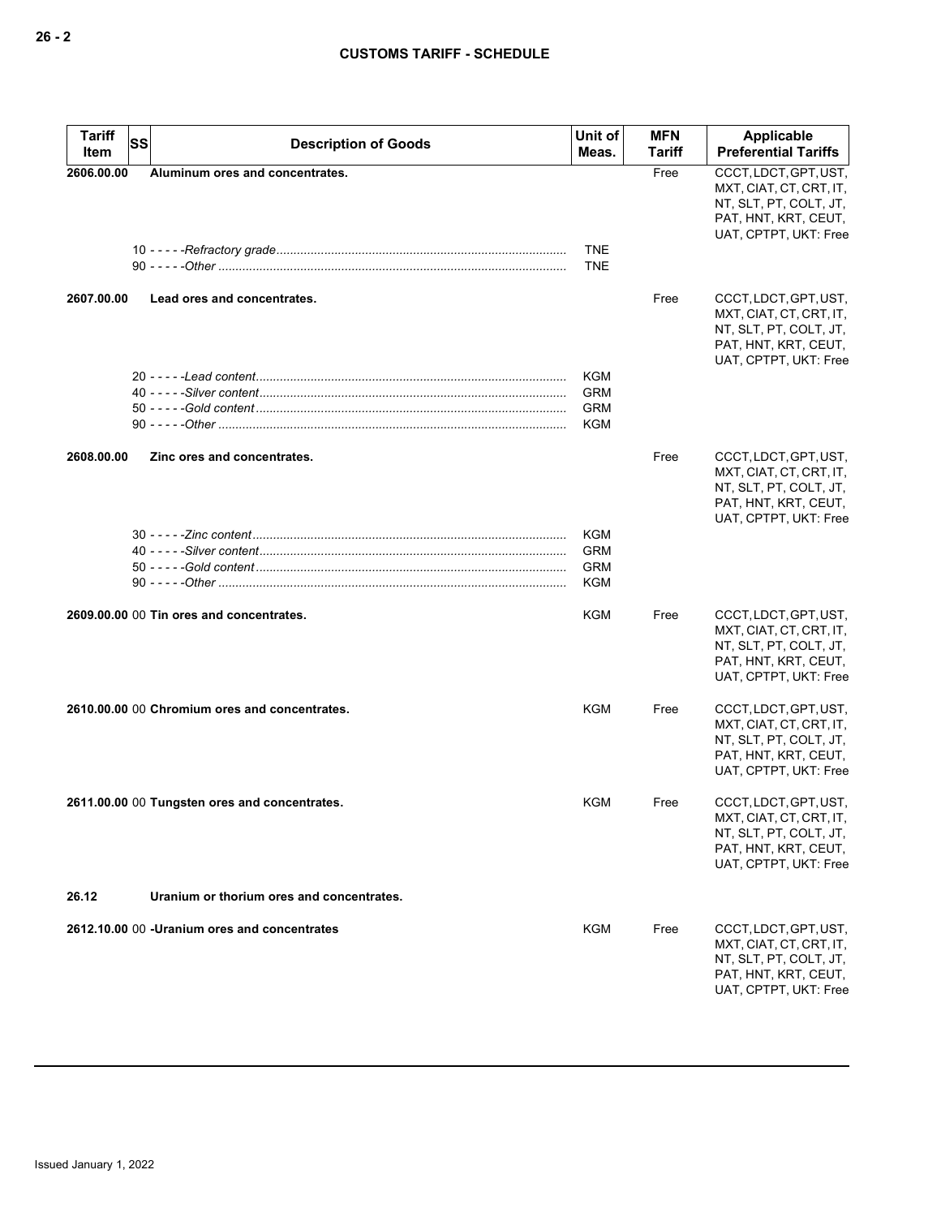| Tariff Item | SS | Description of Goods | Unit of Meas. | MFN Tariff | Applicable Preferential Tariffs |
|---|---|---|---|---|---|
| 2606.00.00 | | **Aluminum ores and concentrates.** | | Free | CCCT, LDCT, GPT, UST, MXT, CIAT, CT, CRT, IT, NT, SLT, PT, COLT, JT, PAT, HNT, KRT, CEUT, UAT, CPTPT, UKT: Free |
| | 10 | - - - - -*Refractory grade* | TNE | | |
| | 90 | - - - - -*Other* | TNE | | |
| 2607.00.00 | | **Lead ores and concentrates.** | | Free | CCCT, LDCT, GPT, UST, MXT, CIAT, CT, CRT, IT, NT, SLT, PT, COLT, JT, PAT, HNT, KRT, CEUT, UAT, CPTPT, UKT: Free |
| | 20 | - - - - -*Lead content* | KGM | | |
| | 40 | - - - - -*Silver content* | GRM | | |
| | 50 | - - - - -*Gold content* | GRM | | |
| | 90 | - - - - -*Other* | KGM | | |
| 2608.00.00 | | **Zinc ores and concentrates.** | | Free | CCCT, LDCT, GPT, UST, MXT, CIAT, CT, CRT, IT, NT, SLT, PT, COLT, JT, PAT, HNT, KRT, CEUT, UAT, CPTPT, UKT: Free |
| | 30 | - - - - -*Zinc content* | KGM | | |
| | 40 | - - - - -*Silver content* | GRM | | |
| | 50 | - - - - -*Gold content* | GRM | | |
| | 90 | - - - - -*Other* | KGM | | |
| 2609.00.00 | 00 | **Tin ores and concentrates.** | KGM | Free | CCCT, LDCT, GPT, UST, MXT, CIAT, CT, CRT, IT, NT, SLT, PT, COLT, JT, PAT, HNT, KRT, CEUT, UAT, CPTPT, UKT: Free |
| 2610.00.00 | 00 | **Chromium ores and concentrates.** | KGM | Free | CCCT, LDCT, GPT, UST, MXT, CIAT, CT, CRT, IT, NT, SLT, PT, COLT, JT, PAT, HNT, KRT, CEUT, UAT, CPTPT, UKT: Free |
| 2611.00.00 | 00 | **Tungsten ores and concentrates.** | KGM | Free | CCCT, LDCT, GPT, UST, MXT, CIAT, CT, CRT, IT, NT, SLT, PT, COLT, JT, PAT, HNT, KRT, CEUT, UAT, CPTPT, UKT: Free |
| 26.12 | | **Uranium or thorium ores and concentrates.** | | | |
| 2612.10.00 | 00 | **-Uranium ores and concentrates** | KGM | Free | CCCT, LDCT, GPT, UST, MXT, CIAT, CT, CRT, IT, NT, SLT, PT, COLT, JT, PAT, HNT, KRT, CEUT, UAT, CPTPT, UKT: Free |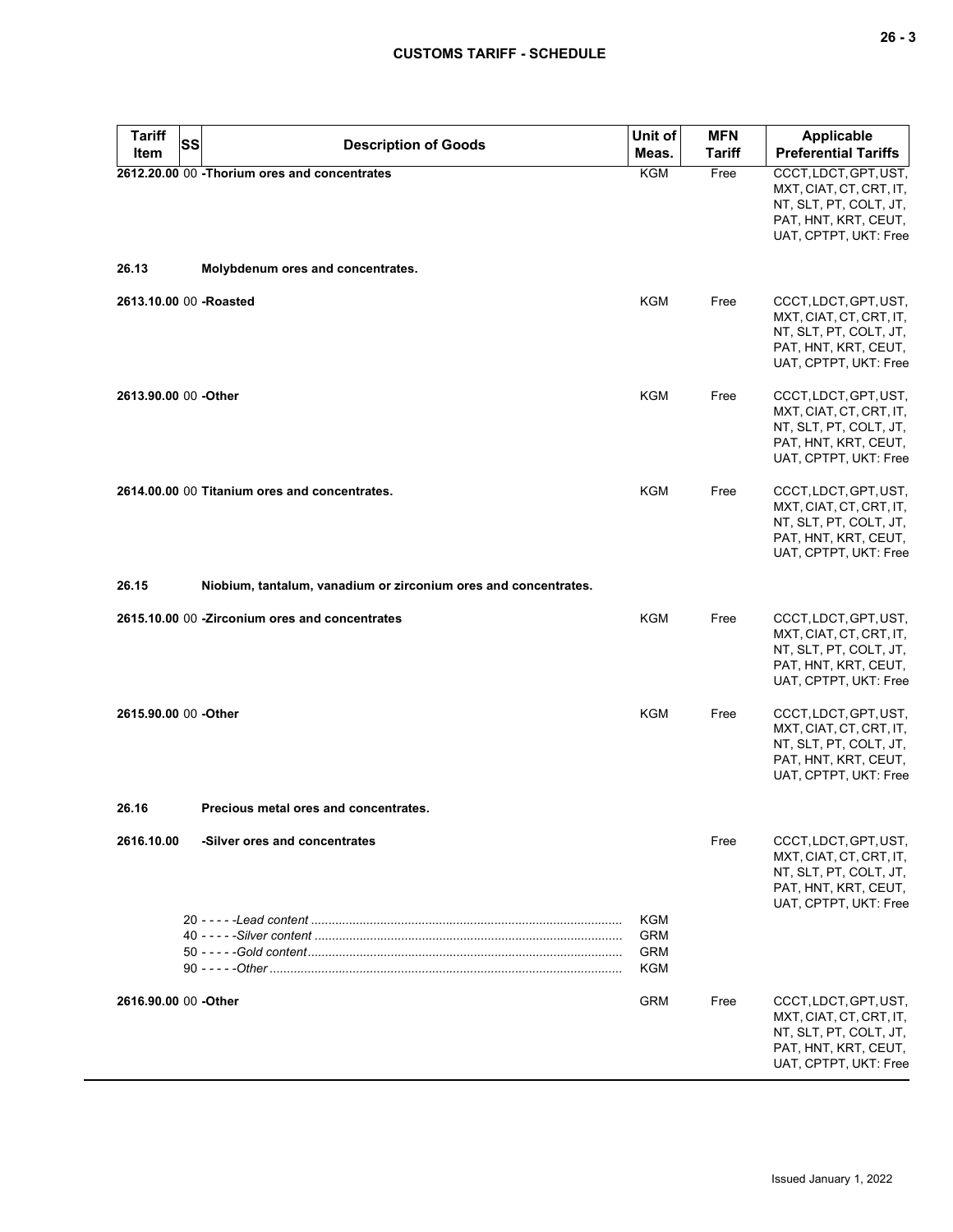| Tariff Item | SS | Description of Goods | Unit of Meas. | MFN Tariff | Applicable Preferential Tariffs |
|---|---|---|---|---|---|
| 2612.20.00 | 00 | **-Thorium ores and concentrates** | KGM | Free | CCCT, LDCT, GPT, UST, MXT, CIAT, CT, CRT, IT, NT, SLT, PT, COLT, JT, PAT, HNT, KRT, CEUT, UAT, CPTPT, UKT: Free |
| **26.13** | | **Molybdenum ores and concentrates.** | | | |
| 2613.10.00 | 00 | **-Roasted** | KGM | Free | CCCT, LDCT, GPT, UST, MXT, CIAT, CT, CRT, IT, NT, SLT, PT, COLT, JT, PAT, HNT, KRT, CEUT, UAT, CPTPT, UKT: Free |
| 2613.90.00 | 00 | **-Other** | KGM | Free | CCCT, LDCT, GPT, UST, MXT, CIAT, CT, CRT, IT, NT, SLT, PT, COLT, JT, PAT, HNT, KRT, CEUT, UAT, CPTPT, UKT: Free |
| 2614.00.00 | 00 | **Titanium ores and concentrates.** | KGM | Free | CCCT, LDCT, GPT, UST, MXT, CIAT, CT, CRT, IT, NT, SLT, PT, COLT, JT, PAT, HNT, KRT, CEUT, UAT, CPTPT, UKT: Free |
| **26.15** | | **Niobium, tantalum, vanadium or zirconium ores and concentrates.** | | | |
| 2615.10.00 | 00 | **-Zirconium ores and concentrates** | KGM | Free | CCCT, LDCT, GPT, UST, MXT, CIAT, CT, CRT, IT, NT, SLT, PT, COLT, JT, PAT, HNT, KRT, CEUT, UAT, CPTPT, UKT: Free |
| 2615.90.00 | 00 | **-Other** | KGM | Free | CCCT, LDCT, GPT, UST, MXT, CIAT, CT, CRT, IT, NT, SLT, PT, COLT, JT, PAT, HNT, KRT, CEUT, UAT, CPTPT, UKT: Free |
| **26.16** | | **Precious metal ores and concentrates.** | | | |
| 2616.10.00 | | **-Silver ores and concentrates** | | Free | CCCT, LDCT, GPT, UST, MXT, CIAT, CT, CRT, IT, NT, SLT, PT, COLT, JT, PAT, HNT, KRT, CEUT, UAT, CPTPT, UKT: Free |
| | 20 | - - - - -*Lead content* | KGM | | |
| | 40 | - - - - -*Silver content* | GRM | | |
| | 50 | - - - - -*Gold content* | GRM | | |
| | 90 | - - - - -*Other* | KGM | | |
| 2616.90.00 | 00 | **-Other** | GRM | Free | CCCT, LDCT, GPT, UST, MXT, CIAT, CT, CRT, IT, NT, SLT, PT, COLT, JT, PAT, HNT, KRT, CEUT, UAT, CPTPT, UKT: Free |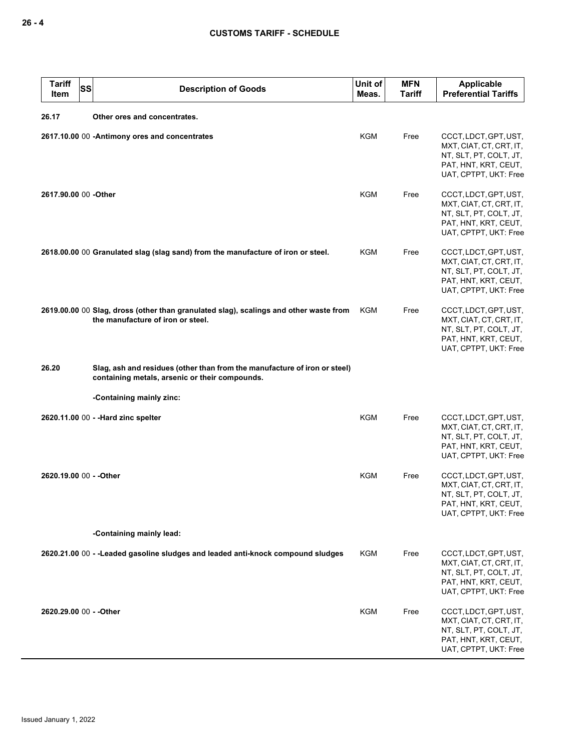| Tariff Item | SS | Description of Goods | Unit of Meas. | MFN Tariff | Applicable Preferential Tariffs |
|---|---|---|---|---|---|
| **26.17** | | **Other ores and concentrates.** | | | |
| **2617.10.00** | 00 | **-Antimony ores and concentrates** | KGM | Free | CCCT, LDCT, GPT, UST, MXT, CIAT, CT, CRT, IT, NT, SLT, PT, COLT, JT, PAT, HNT, KRT, CEUT, UAT, CPTPT, UKT: Free |
| **2617.90.00** | 00 | **-Other** | KGM | Free | CCCT, LDCT, GPT, UST, MXT, CIAT, CT, CRT, IT, NT, SLT, PT, COLT, JT, PAT, HNT, KRT, CEUT, UAT, CPTPT, UKT: Free |
| **2618.00.00** | 00 | **Granulated slag (slag sand) from the manufacture of iron or steel.** | KGM | Free | CCCT, LDCT, GPT, UST, MXT, CIAT, CT, CRT, IT, NT, SLT, PT, COLT, JT, PAT, HNT, KRT, CEUT, UAT, CPTPT, UKT: Free |
| **2619.00.00** | 00 | **Slag, dross (other than granulated slag), scalings and other waste from the manufacture of iron or steel.** | KGM | Free | CCCT, LDCT, GPT, UST, MXT, CIAT, CT, CRT, IT, NT, SLT, PT, COLT, JT, PAT, HNT, KRT, CEUT, UAT, CPTPT, UKT: Free |
| **26.20** | | **Slag, ash and residues (other than from the manufacture of iron or steel) containing metals, arsenic or their compounds.** | | | |
| | | **-Containing mainly zinc:** | | | |
| **2620.11.00** | 00 | **- -Hard zinc spelter** | KGM | Free | CCCT, LDCT, GPT, UST, MXT, CIAT, CT, CRT, IT, NT, SLT, PT, COLT, JT, PAT, HNT, KRT, CEUT, UAT, CPTPT, UKT: Free |
| **2620.19.00** | 00 | **- -Other** | KGM | Free | CCCT, LDCT, GPT, UST, MXT, CIAT, CT, CRT, IT, NT, SLT, PT, COLT, JT, PAT, HNT, KRT, CEUT, UAT, CPTPT, UKT: Free |
| | | **-Containing mainly lead:** | | | |
| **2620.21.00** | 00 | **- -Leaded gasoline sludges and leaded anti-knock compound sludges** | KGM | Free | CCCT, LDCT, GPT, UST, MXT, CIAT, CT, CRT, IT, NT, SLT, PT, COLT, JT, PAT, HNT, KRT, CEUT, UAT, CPTPT, UKT: Free |
| **2620.29.00** | 00 | **- -Other** | KGM | Free | CCCT, LDCT, GPT, UST, MXT, CIAT, CT, CRT, IT, NT, SLT, PT, COLT, JT, PAT, HNT, KRT, CEUT, UAT, CPTPT, UKT: Free |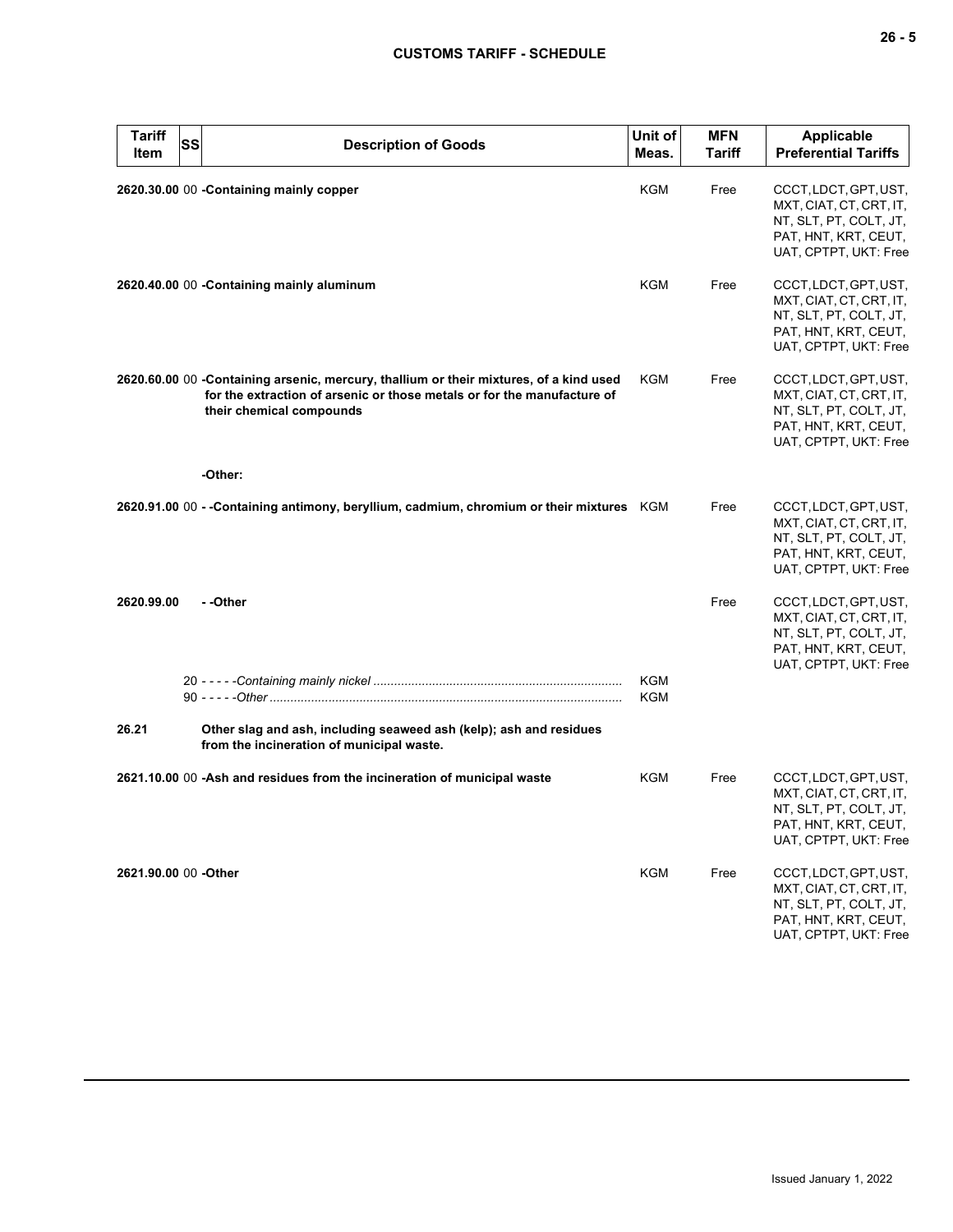| Tariff Item | SS | Description of Goods | Unit of Meas. | MFN Tariff | Applicable Preferential Tariffs |
|---|---|---|---|---|---|
| **2620.30.00** | 00 | **-Containing mainly copper** | KGM | Free | CCCT, LDCT, GPT, UST, MXT, CIAT, CT, CRT, IT, NT, SLT, PT, COLT, JT, PAT, HNT, KRT, CEUT, UAT, CPTPT, UKT: Free |
| **2620.40.00** | 00 | **-Containing mainly aluminum** | KGM | Free | CCCT, LDCT, GPT, UST, MXT, CIAT, CT, CRT, IT, NT, SLT, PT, COLT, JT, PAT, HNT, KRT, CEUT, UAT, CPTPT, UKT: Free |
| **2620.60.00** | 00 | **-Containing arsenic, mercury, thallium or their mixtures, of a kind used for the extraction of arsenic or those metals or for the manufacture of their chemical compounds** | KGM | Free | CCCT, LDCT, GPT, UST, MXT, CIAT, CT, CRT, IT, NT, SLT, PT, COLT, JT, PAT, HNT, KRT, CEUT, UAT, CPTPT, UKT: Free |
| | | **-Other:** | | | |
| **2620.91.00** | 00 | **- -Containing antimony, beryllium, cadmium, chromium or their mixtures** | KGM | Free | CCCT, LDCT, GPT, UST, MXT, CIAT, CT, CRT, IT, NT, SLT, PT, COLT, JT, PAT, HNT, KRT, CEUT, UAT, CPTPT, UKT: Free |
| **2620.99.00** | | **- -Other** | | Free | CCCT, LDCT, GPT, UST, MXT, CIAT, CT, CRT, IT, NT, SLT, PT, COLT, JT, PAT, HNT, KRT, CEUT, UAT, CPTPT, UKT: Free |
| | 20 | - - - - -*Containing mainly nickel* | KGM | | |
| | 90 | - - - - -*Other* | KGM | | |
| **26.21** | | **Other slag and ash, including seaweed ash (kelp); ash and residues from the incineration of municipal waste.** | | | |
| **2621.10.00** | 00 | **-Ash and residues from the incineration of municipal waste** | KGM | Free | CCCT, LDCT, GPT, UST, MXT, CIAT, CT, CRT, IT, NT, SLT, PT, COLT, JT, PAT, HNT, KRT, CEUT, UAT, CPTPT, UKT: Free |
| **2621.90.00** | 00 | **-Other** | KGM | Free | CCCT, LDCT, GPT, UST, MXT, CIAT, CT, CRT, IT, NT, SLT, PT, COLT, JT, PAT, HNT, KRT, CEUT, UAT, CPTPT, UKT: Free |